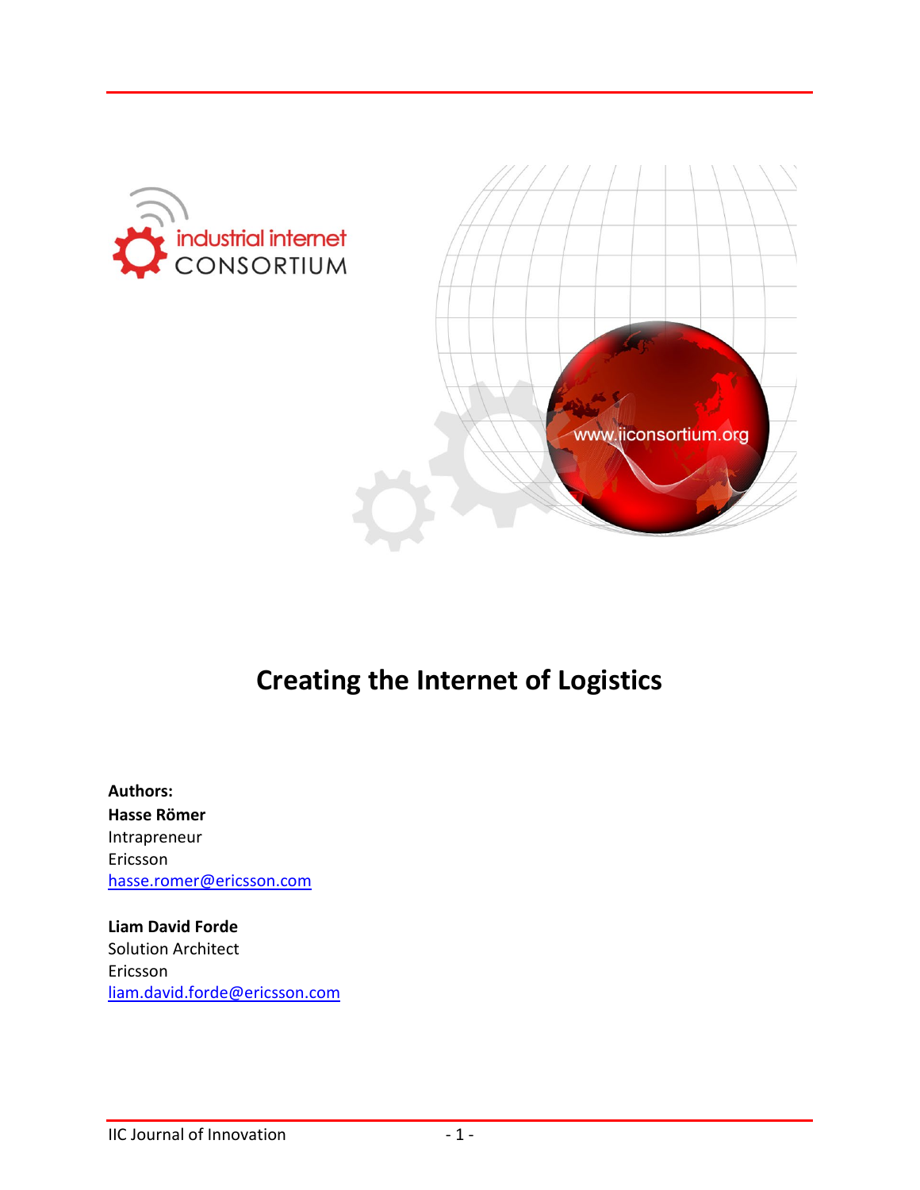# Creating the Internet of Logistics

**Authors:**

**Hasse Römer**
Intrapreneur
Ericsson
hasse.romer@ericsson.com

**Liam David Forde**
Solution Architect
Ericsson
liam.david.forde@ericsson.com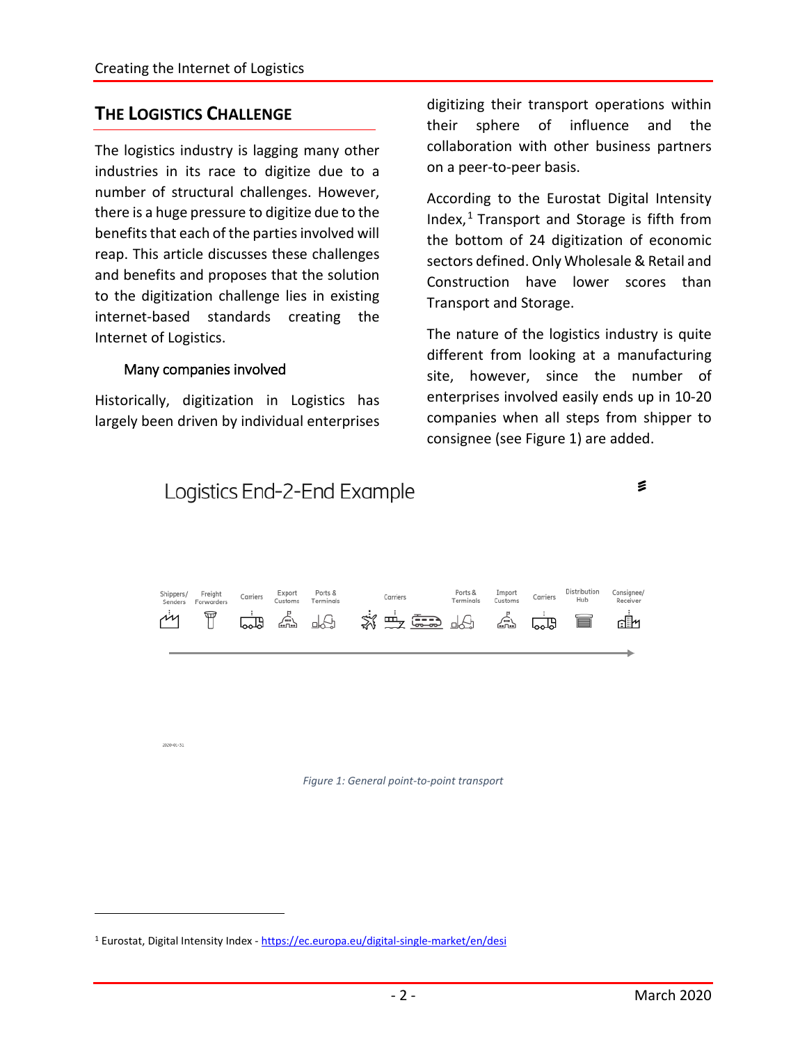## THE LOGISTICS CHALLENGE

The logistics industry is lagging many other industries in its race to digitize due to a number of structural challenges. However, there is a huge pressure to digitize due to the benefits that each of the parties involved will reap. This article discusses these challenges and benefits and proposes that the solution to the digitization challenge lies in existing internet-based standards creating the Internet of Logistics.

### Many companies involved

Historically, digitization in Logistics has largely been driven by individual enterprises digitizing their transport operations within their sphere of influence and the collaboration with other business partners on a peer-to-peer basis.

According to the Eurostat Digital Intensity Index,[1] Transport and Storage is fifth from the bottom of 24 digitization of economic sectors defined. Only Wholesale & Retail and Construction have lower scores than Transport and Storage.

The nature of the logistics industry is quite different from looking at a manufacturing site, however, since the number of enterprises involved easily ends up in 10-20 companies when all steps from shipper to consignee (see Figure 1) are added.

Logistics End-2-End Example

Shippers/Senders → Freight Forwarders → Carriers → Export Customs → Ports & Terminals → Carriers → Ports & Terminals → Import Customs → Carriers → Distribution Hub → Consignee/Receiver

*Figure 1: General point-to-point transport*

[1] Eurostat, Digital Intensity Index - https://ec.europa.eu/digital-single-market/en/desi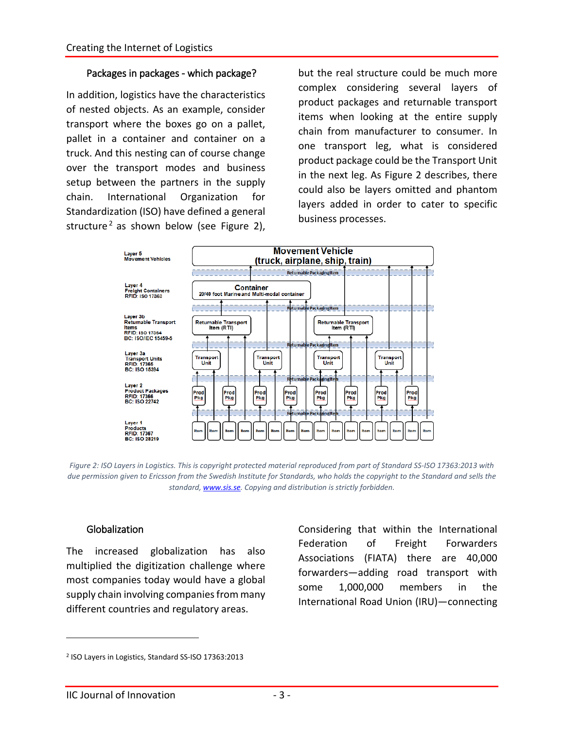### Packages in packages - which package?

In addition, logistics have the characteristics of nested objects. As an example, consider transport where the boxes go on a pallet, pallet in a container and container on a truck. And this nesting can of course change over the transport modes and business setup between the partners in the supply chain. International Organization for Standardization (ISO) have defined a general structure[2] as shown below (see Figure 2), but the real structure could be much more complex considering several layers of product packages and returnable transport items when looking at the entire supply chain from manufacturer to consumer. In one transport leg, what is considered product package could be the Transport Unit in the next leg. As Figure 2 describes, there could also be layers omitted and phantom layers added in order to cater to specific business processes.

*Figure 2: ISO Layers in Logistics. This is copyright protected material reproduced from part of Standard SS-ISO 17363:2013 with due permission given to Ericsson from the Swedish Institute for Standards, who holds the copyright to the Standard and sells the standard, [www.sis.se](http://www.sis.se). Copying and distribution is strictly forbidden.*

### Globalization

The increased globalization has also multiplied the digitization challenge where most companies today would have a global supply chain involving companies from many different countries and regulatory areas.

Considering that within the International Federation of Freight Forwarders Associations (FIATA) there are 40,000 forwarders—adding road transport with some 1,000,000 members in the International Road Union (IRU)—connecting

---

[2] ISO Layers in Logistics, Standard SS-ISO 17363:2013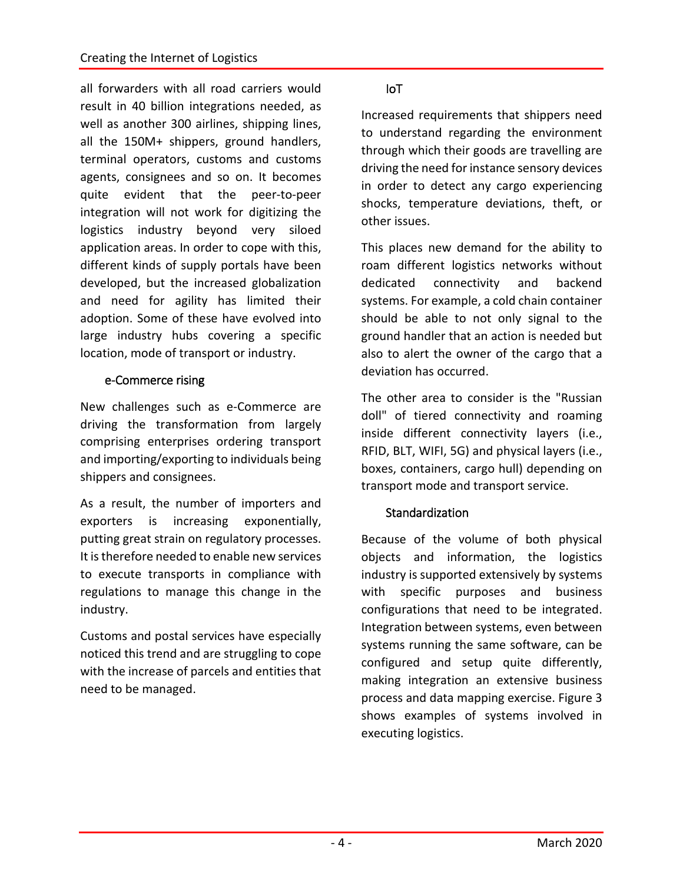all forwarders with all road carriers would result in 40 billion integrations needed, as well as another 300 airlines, shipping lines, all the 150M+ shippers, ground handlers, terminal operators, customs and customs agents, consignees and so on. It becomes quite evident that the peer-to-peer integration will not work for digitizing the logistics industry beyond very siloed application areas. In order to cope with this, different kinds of supply portals have been developed, but the increased globalization and need for agility has limited their adoption. Some of these have evolved into large industry hubs covering a specific location, mode of transport or industry.

### e-Commerce rising

New challenges such as e-Commerce are driving the transformation from largely comprising enterprises ordering transport and importing/exporting to individuals being shippers and consignees.

As a result, the number of importers and exporters is increasing exponentially, putting great strain on regulatory processes. It is therefore needed to enable new services to execute transports in compliance with regulations to manage this change in the industry.

Customs and postal services have especially noticed this trend and are struggling to cope with the increase of parcels and entities that need to be managed.

### IoT

Increased requirements that shippers need to understand regarding the environment through which their goods are travelling are driving the need for instance sensory devices in order to detect any cargo experiencing shocks, temperature deviations, theft, or other issues.

This places new demand for the ability to roam different logistics networks without dedicated connectivity and backend systems. For example, a cold chain container should be able to not only signal to the ground handler that an action is needed but also to alert the owner of the cargo that a deviation has occurred.

The other area to consider is the "Russian doll" of tiered connectivity and roaming inside different connectivity layers (i.e., RFID, BLT, WIFI, 5G) and physical layers (i.e., boxes, containers, cargo hull) depending on transport mode and transport service.

### Standardization

Because of the volume of both physical objects and information, the logistics industry is supported extensively by systems with specific purposes and business configurations that need to be integrated. Integration between systems, even between systems running the same software, can be configured and setup quite differently, making integration an extensive business process and data mapping exercise. Figure 3 shows examples of systems involved in executing logistics.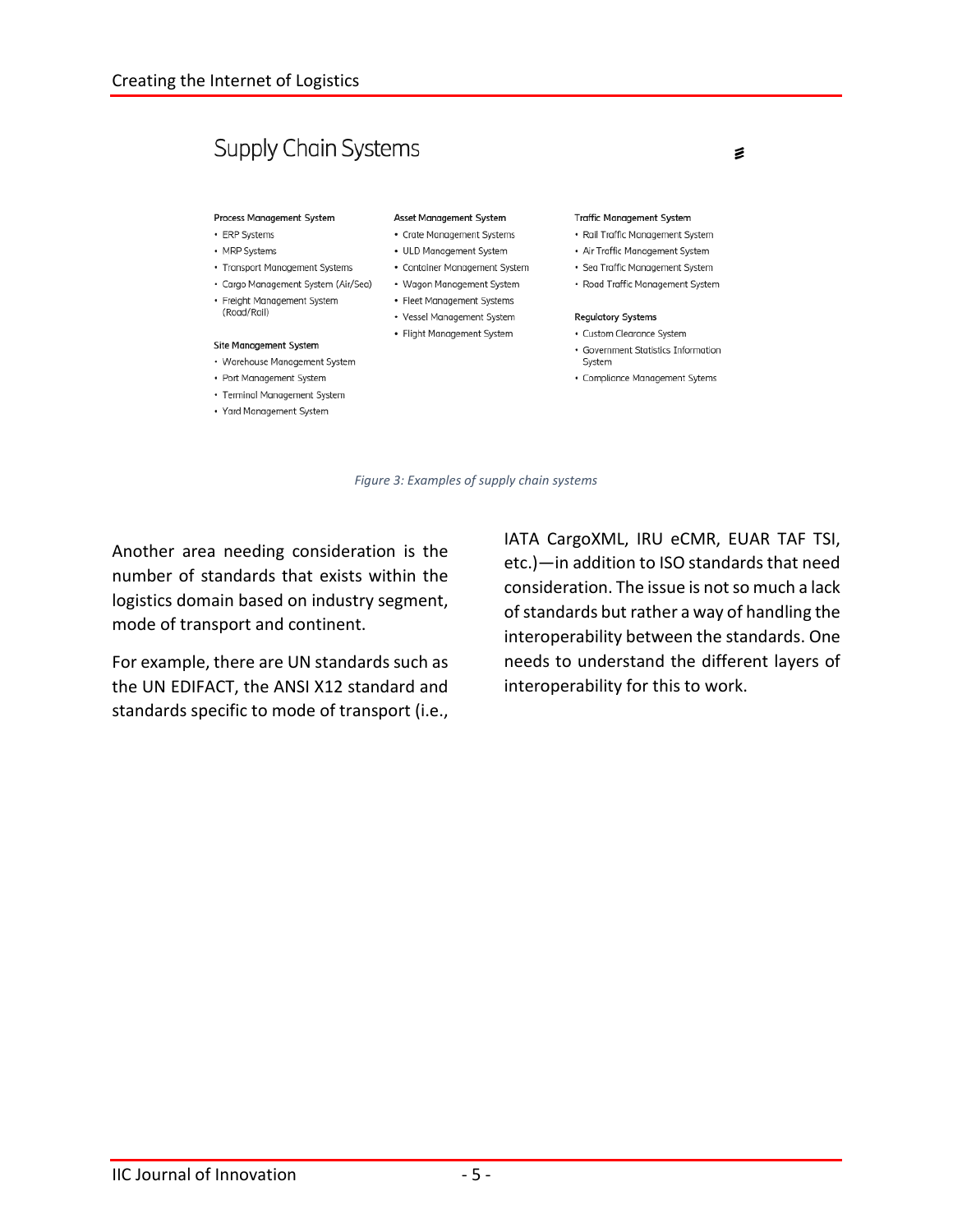## Supply Chain Systems

**Process Management System**
- ERP Systems
- MRP Systems
- Transport Management Systems
- Cargo Management System (Air/Sea)
- Freight Management System (Road/Rail)

**Site Management System**
- Warehouse Management System
- Port Management System
- Terminal Management System
- Yard Management System

**Asset Management System**
- Crate Management Systems
- ULD Management System
- Container Management System
- Wagon Management System
- Fleet Management Systems
- Vessel Management System
- Flight Management System

**Traffic Management System**
- Rail Traffic Management System
- Air Traffic Management System
- Sea Traffic Management System
- Road Traffic Management System

**Regulatory Systems**
- Custom Clearance System
- Government Statistics Information System
- Compliance Management Sytems

*Figure 3: Examples of supply chain systems*

Another area needing consideration is the number of standards that exists within the logistics domain based on industry segment, mode of transport and continent.

For example, there are UN standards such as the UN EDIFACT, the ANSI X12 standard and standards specific to mode of transport (i.e., IATA CargoXML, IRU eCMR, EUAR TAF TSI, etc.)—in addition to ISO standards that need consideration. The issue is not so much a lack of standards but rather a way of handling the interoperability between the standards. One needs to understand the different layers of interoperability for this to work.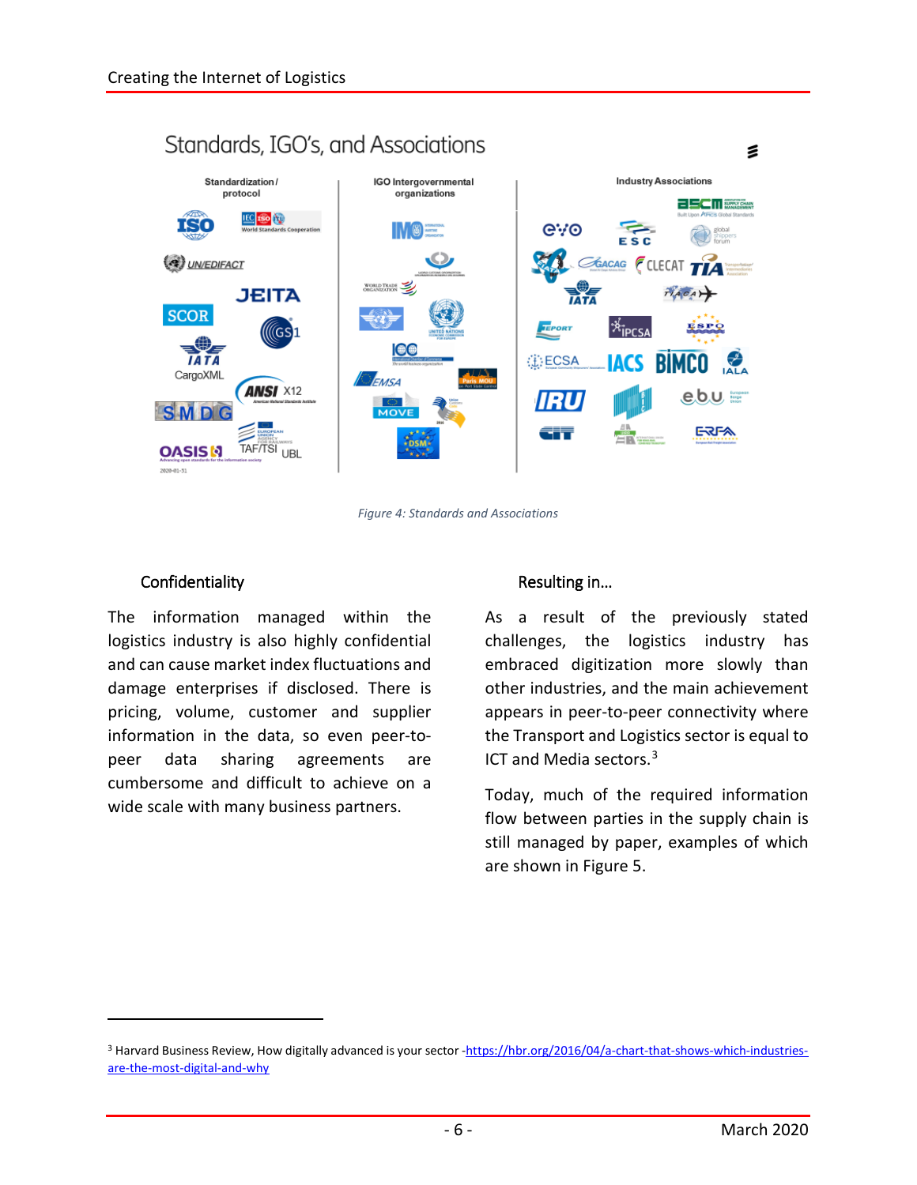Figure 4: Standards and Associations

### Confidentiality

The information managed within the logistics industry is also highly confidential and can cause market index fluctuations and damage enterprises if disclosed. There is pricing, volume, customer and supplier information in the data, so even peer-to-peer data sharing agreements are cumbersome and difficult to achieve on a wide scale with many business partners.

### Resulting in…

As a result of the previously stated challenges, the logistics industry has embraced digitization more slowly than other industries, and the main achievement appears in peer-to-peer connectivity where the Transport and Logistics sector is equal to ICT and Media sectors.[3]

Today, much of the required information flow between parties in the supply chain is still managed by paper, examples of which are shown in Figure 5.

[3] Harvard Business Review, How digitally advanced is your sector -https://hbr.org/2016/04/a-chart-that-shows-which-industries-are-the-most-digital-and-why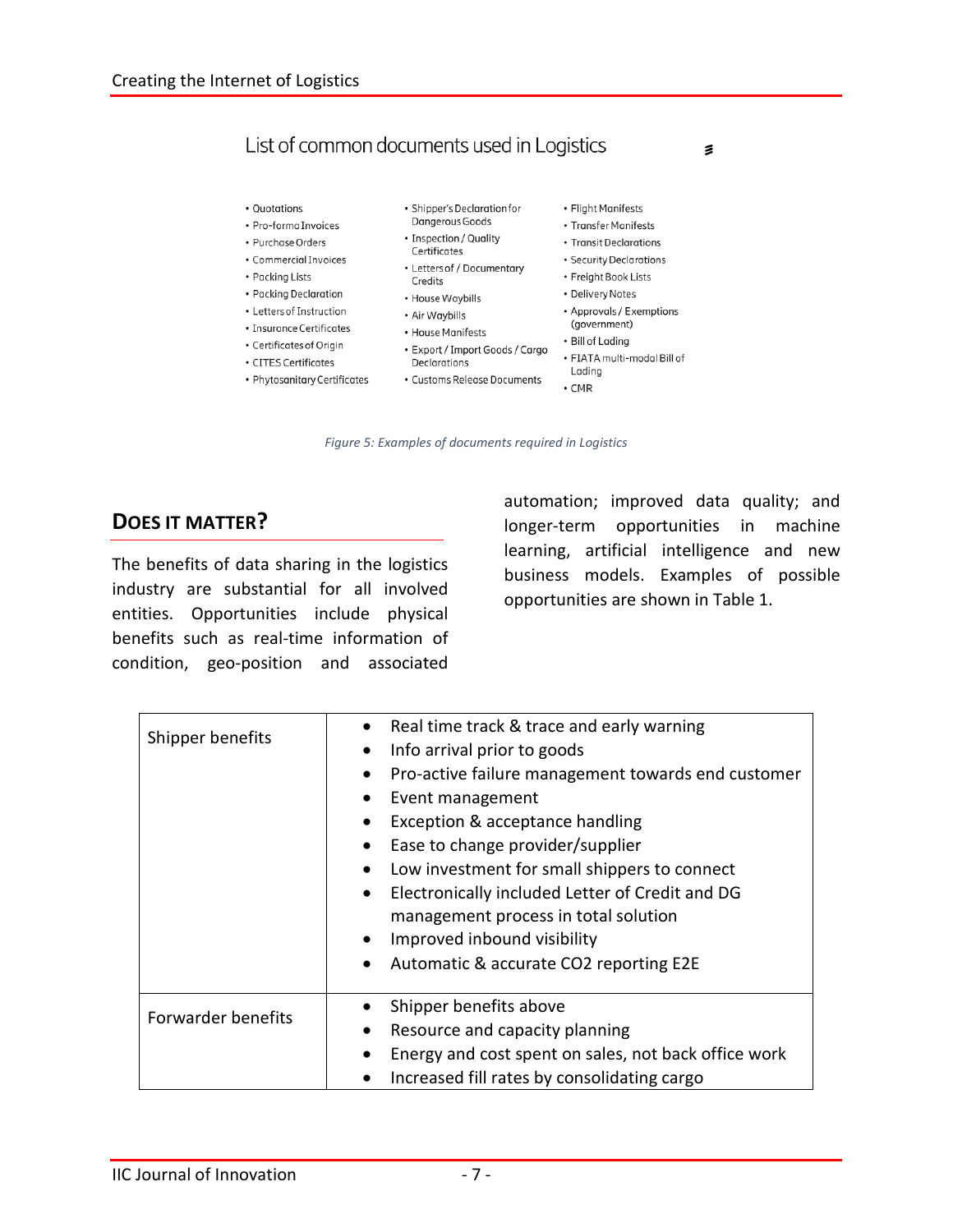List of common documents used in Logistics

- Quotations
- Pro-forma Invoices
- Purchase Orders
- Commercial Invoices
- Packing Lists
- Packing Declaration
- Letters of Instruction
- Insurance Certificates
- Certificates of Origin
- CITES Certificates
- Phytosanitary Certificates
- Shipper's Declaration for Dangerous Goods
- Inspection / Quality Certificates
- Letters of / Documentary Credits
- House Waybills
- Air Waybills
- House Manifests
- Export / Import Goods / Cargo Declarations
- Customs Release Documents
- Flight Manifests
- Transfer Manifests
- Transit Declarations
- Security Declarations
- Freight Book Lists
- Delivery Notes
- Approvals / Exemptions (government)
- Bill of Lading
- FIATA multi-modal Bill of Lading
- CMR

*Figure 5: Examples of documents required in Logistics*

## DOES IT MATTER?

The benefits of data sharing in the logistics industry are substantial for all involved entities. Opportunities include physical benefits such as real-time information of condition, geo-position and associated automation; improved data quality; and longer-term opportunities in machine learning, artificial intelligence and new business models. Examples of possible opportunities are shown in Table 1.

| | |
|---|---|
| Shipper benefits | • Real time track & trace and early warning<br>• Info arrival prior to goods<br>• Pro-active failure management towards end customer<br>• Event management<br>• Exception & acceptance handling<br>• Ease to change provider/supplier<br>• Low investment for small shippers to connect<br>• Electronically included Letter of Credit and DG management process in total solution<br>• Improved inbound visibility<br>• Automatic & accurate CO2 reporting E2E |
| Forwarder benefits | • Shipper benefits above<br>• Resource and capacity planning<br>• Energy and cost spent on sales, not back office work<br>• Increased fill rates by consolidating cargo |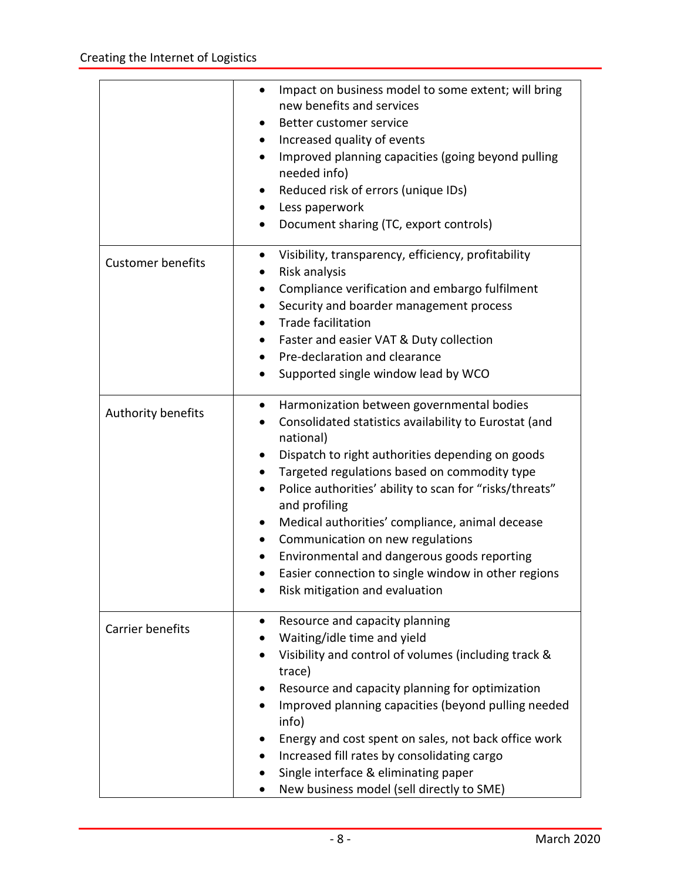| | |
|---|---|
| | • Impact on business model to some extent; will bring new benefits and services<br>• Better customer service<br>• Increased quality of events<br>• Improved planning capacities (going beyond pulling needed info)<br>• Reduced risk of errors (unique IDs)<br>• Less paperwork<br>• Document sharing (TC, export controls) |
| Customer benefits | • Visibility, transparency, efficiency, profitability<br>• Risk analysis<br>• Compliance verification and embargo fulfilment<br>• Security and boarder management process<br>• Trade facilitation<br>• Faster and easier VAT & Duty collection<br>• Pre-declaration and clearance<br>• Supported single window lead by WCO |
| Authority benefits | • Harmonization between governmental bodies<br>• Consolidated statistics availability to Eurostat (and national)<br>• Dispatch to right authorities depending on goods<br>• Targeted regulations based on commodity type<br>• Police authorities' ability to scan for "risks/threats" and profiling<br>• Medical authorities' compliance, animal decease<br>• Communication on new regulations<br>• Environmental and dangerous goods reporting<br>• Easier connection to single window in other regions<br>• Risk mitigation and evaluation |
| Carrier benefits | • Resource and capacity planning<br>• Waiting/idle time and yield<br>• Visibility and control of volumes (including track & trace)<br>• Resource and capacity planning for optimization<br>• Improved planning capacities (beyond pulling needed info)<br>• Energy and cost spent on sales, not back office work<br>• Increased fill rates by consolidating cargo<br>• Single interface & eliminating paper<br>• New business model (sell directly to SME) |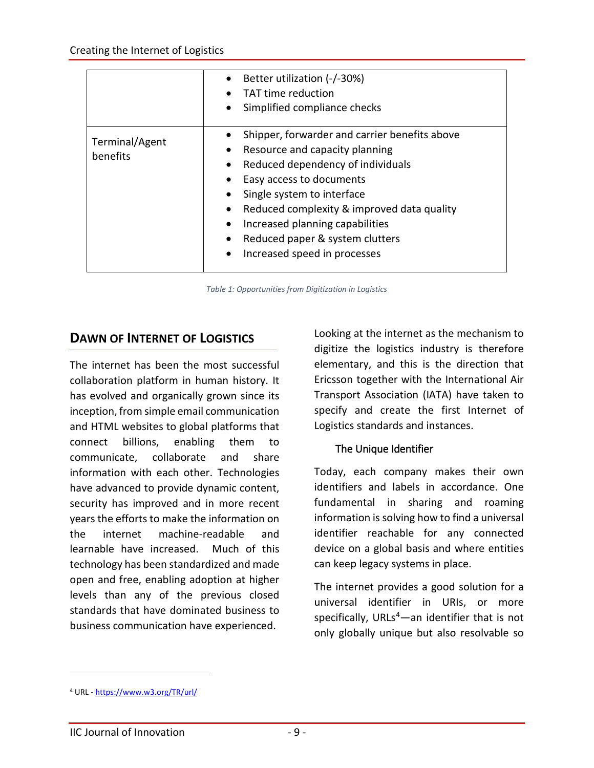| | |
|---|---|
| | • Better utilization (-/-30%)<br>• TAT time reduction<br>• Simplified compliance checks |
| Terminal/Agent benefits | • Shipper, forwarder and carrier benefits above<br>• Resource and capacity planning<br>• Reduced dependency of individuals<br>• Easy access to documents<br>• Single system to interface<br>• Reduced complexity & improved data quality<br>• Increased planning capabilities<br>• Reduced paper & system clutters<br>• Increased speed in processes |

*Table 1: Opportunities from Digitization in Logistics*

## DAWN OF INTERNET OF LOGISTICS

The internet has been the most successful collaboration platform in human history. It has evolved and organically grown since its inception, from simple email communication and HTML websites to global platforms that connect billions, enabling them to communicate, collaborate and share information with each other. Technologies have advanced to provide dynamic content, security has improved and in more recent years the efforts to make the information on the internet machine-readable and learnable have increased. Much of this technology has been standardized and made open and free, enabling adoption at higher levels than any of the previous closed standards that have dominated business to business communication have experienced.

Looking at the internet as the mechanism to digitize the logistics industry is therefore elementary, and this is the direction that Ericsson together with the International Air Transport Association (IATA) have taken to specify and create the first Internet of Logistics standards and instances.

### The Unique Identifier

Today, each company makes their own identifiers and labels in accordance. One fundamental in sharing and roaming information is solving how to find a universal identifier reachable for any connected device on a global basis and where entities can keep legacy systems in place.

The internet provides a good solution for a universal identifier in URIs, or more specifically, URLs[4]—an identifier that is not only globally unique but also resolvable so

[4] URL - https://www.w3.org/TR/url/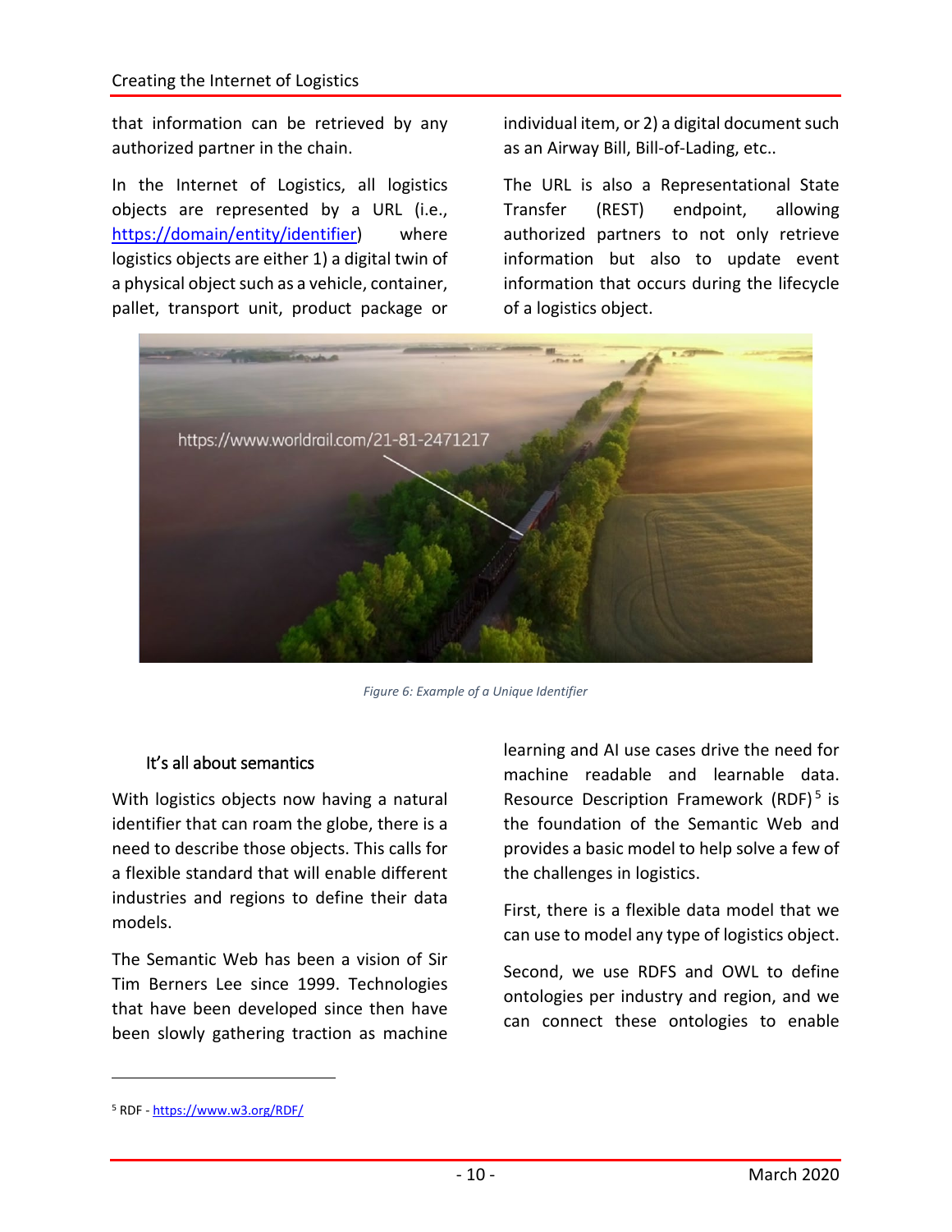that information can be retrieved by any authorized partner in the chain.

In the Internet of Logistics, all logistics objects are represented by a URL (i.e., https://domain/entity/identifier) where logistics objects are either 1) a digital twin of a physical object such as a vehicle, container, pallet, transport unit, product package or individual item, or 2) a digital document such as an Airway Bill, Bill-of-Lading, etc..

The URL is also a Representational State Transfer (REST) endpoint, allowing authorized partners to not only retrieve information but also to update event information that occurs during the lifecycle of a logistics object.

*Figure 6: Example of a Unique Identifier*

### It's all about semantics

With logistics objects now having a natural identifier that can roam the globe, there is a need to describe those objects. This calls for a flexible standard that will enable different industries and regions to define their data models.

The Semantic Web has been a vision of Sir Tim Berners Lee since 1999. Technologies that have been developed since then have been slowly gathering traction as machine learning and AI use cases drive the need for machine readable and learnable data. Resource Description Framework (RDF)[5] is the foundation of the Semantic Web and provides a basic model to help solve a few of the challenges in logistics.

First, there is a flexible data model that we can use to model any type of logistics object.

Second, we use RDFS and OWL to define ontologies per industry and region, and we can connect these ontologies to enable

[5] RDF - https://www.w3.org/RDF/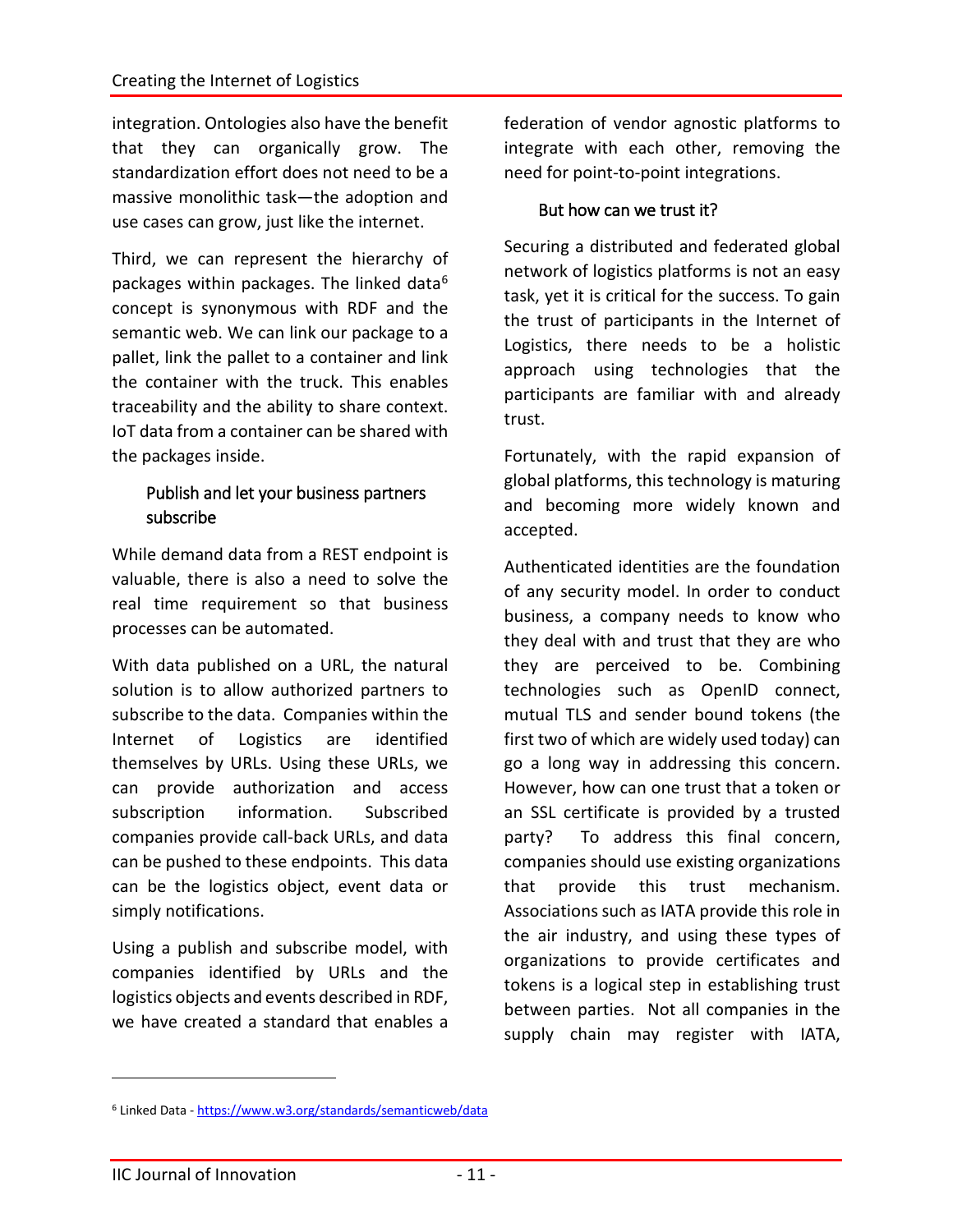integration. Ontologies also have the benefit that they can organically grow. The standardization effort does not need to be a massive monolithic task—the adoption and use cases can grow, just like the internet.

Third, we can represent the hierarchy of packages within packages. The linked data[6] concept is synonymous with RDF and the semantic web. We can link our package to a pallet, link the pallet to a container and link the container with the truck. This enables traceability and the ability to share context. IoT data from a container can be shared with the packages inside.

### Publish and let your business partners subscribe

While demand data from a REST endpoint is valuable, there is also a need to solve the real time requirement so that business processes can be automated.

With data published on a URL, the natural solution is to allow authorized partners to subscribe to the data. Companies within the Internet of Logistics are identified themselves by URLs. Using these URLs, we can provide authorization and access subscription information. Subscribed companies provide call-back URLs, and data can be pushed to these endpoints. This data can be the logistics object, event data or simply notifications.

Using a publish and subscribe model, with companies identified by URLs and the logistics objects and events described in RDF, we have created a standard that enables a federation of vendor agnostic platforms to integrate with each other, removing the need for point-to-point integrations.

### But how can we trust it?

Securing a distributed and federated global network of logistics platforms is not an easy task, yet it is critical for the success. To gain the trust of participants in the Internet of Logistics, there needs to be a holistic approach using technologies that the participants are familiar with and already trust.

Fortunately, with the rapid expansion of global platforms, this technology is maturing and becoming more widely known and accepted.

Authenticated identities are the foundation of any security model. In order to conduct business, a company needs to know who they deal with and trust that they are who they are perceived to be. Combining technologies such as OpenID connect, mutual TLS and sender bound tokens (the first two of which are widely used today) can go a long way in addressing this concern. However, how can one trust that a token or an SSL certificate is provided by a trusted party? To address this final concern, companies should use existing organizations that provide this trust mechanism. Associations such as IATA provide this role in the air industry, and using these types of organizations to provide certificates and tokens is a logical step in establishing trust between parties. Not all companies in the supply chain may register with IATA,

---

[6] Linked Data - https://www.w3.org/standards/semanticweb/data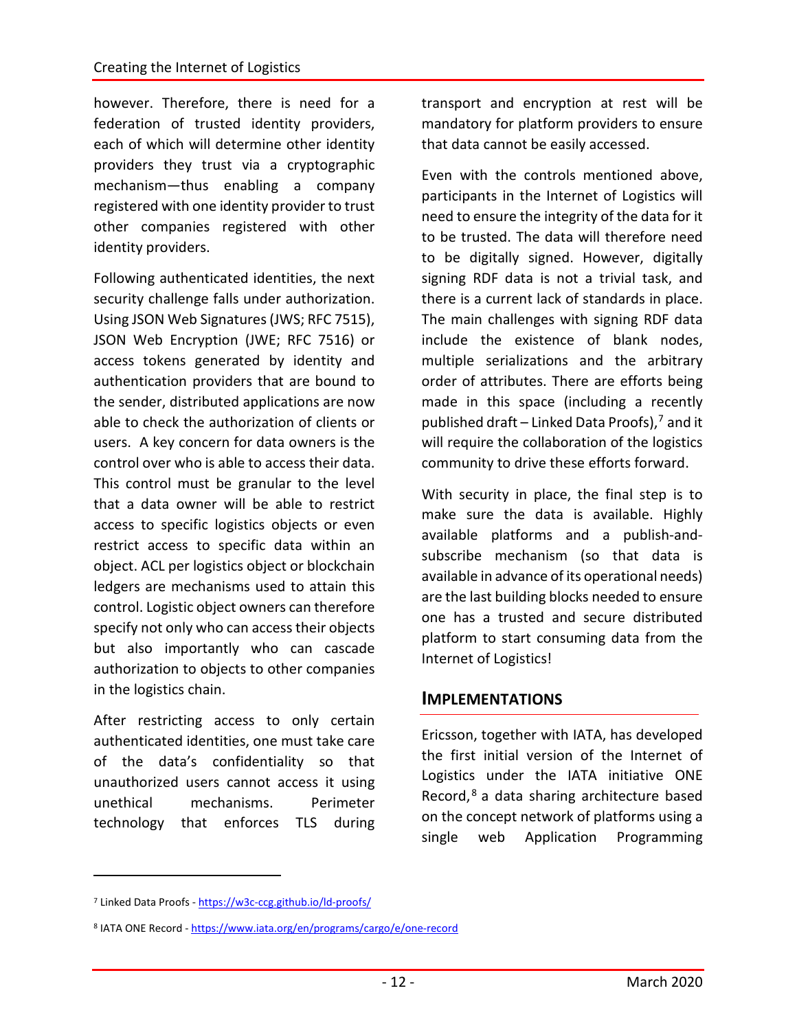however. Therefore, there is need for a federation of trusted identity providers, each of which will determine other identity providers they trust via a cryptographic mechanism—thus enabling a company registered with one identity provider to trust other companies registered with other identity providers.

Following authenticated identities, the next security challenge falls under authorization. Using JSON Web Signatures (JWS; RFC 7515), JSON Web Encryption (JWE; RFC 7516) or access tokens generated by identity and authentication providers that are bound to the sender, distributed applications are now able to check the authorization of clients or users. A key concern for data owners is the control over who is able to access their data. This control must be granular to the level that a data owner will be able to restrict access to specific logistics objects or even restrict access to specific data within an object. ACL per logistics object or blockchain ledgers are mechanisms used to attain this control. Logistic object owners can therefore specify not only who can access their objects but also importantly who can cascade authorization to objects to other companies in the logistics chain.

After restricting access to only certain authenticated identities, one must take care of the data's confidentiality so that unauthorized users cannot access it using unethical mechanisms. Perimeter technology that enforces TLS during transport and encryption at rest will be mandatory for platform providers to ensure that data cannot be easily accessed.

Even with the controls mentioned above, participants in the Internet of Logistics will need to ensure the integrity of the data for it to be trusted. The data will therefore need to be digitally signed. However, digitally signing RDF data is not a trivial task, and there is a current lack of standards in place. The main challenges with signing RDF data include the existence of blank nodes, multiple serializations and the arbitrary order of attributes. There are efforts being made in this space (including a recently published draft – Linked Data Proofs),[7] and it will require the collaboration of the logistics community to drive these efforts forward.

With security in place, the final step is to make sure the data is available. Highly available platforms and a publish-and-subscribe mechanism (so that data is available in advance of its operational needs) are the last building blocks needed to ensure one has a trusted and secure distributed platform to start consuming data from the Internet of Logistics!

## IMPLEMENTATIONS

Ericsson, together with IATA, has developed the first initial version of the Internet of Logistics under the IATA initiative ONE Record,[8] a data sharing architecture based on the concept network of platforms using a single web Application Programming

---

[7] Linked Data Proofs - https://w3c-ccg.github.io/ld-proofs/

[8] IATA ONE Record - https://www.iata.org/en/programs/cargo/e/one-record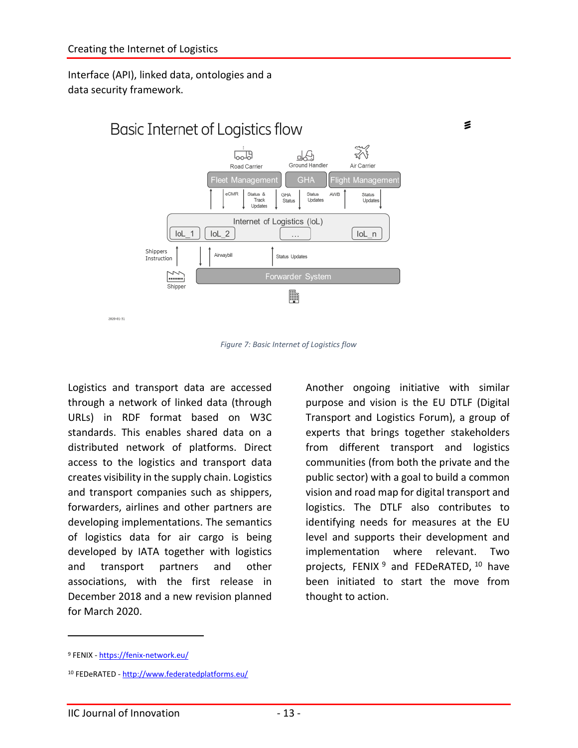Interface (API), linked data, ontologies and a data security framework.

Figure 7: Basic Internet of Logistics flow

Logistics and transport data are accessed through a network of linked data (through URLs) in RDF format based on W3C standards. This enables shared data on a distributed network of platforms. Direct access to the logistics and transport data creates visibility in the supply chain. Logistics and transport companies such as shippers, forwarders, airlines and other partners are developing implementations. The semantics of logistics data for air cargo is being developed by IATA together with logistics and transport partners and other associations, with the first release in December 2018 and a new revision planned for March 2020.

Another ongoing initiative with similar purpose and vision is the EU DTLF (Digital Transport and Logistics Forum), a group of experts that brings together stakeholders from different transport and logistics communities (from both the private and the public sector) with a goal to build a common vision and road map for digital transport and logistics. The DTLF also contributes to identifying needs for measures at the EU level and supports their development and implementation where relevant. Two projects, FENIX [9] and FEDeRATED, [10] have been initiated to start the move from thought to action.

[9] FENIX - https://fenix-network.eu/

[10] FEDeRATED - http://www.federatedplatforms.eu/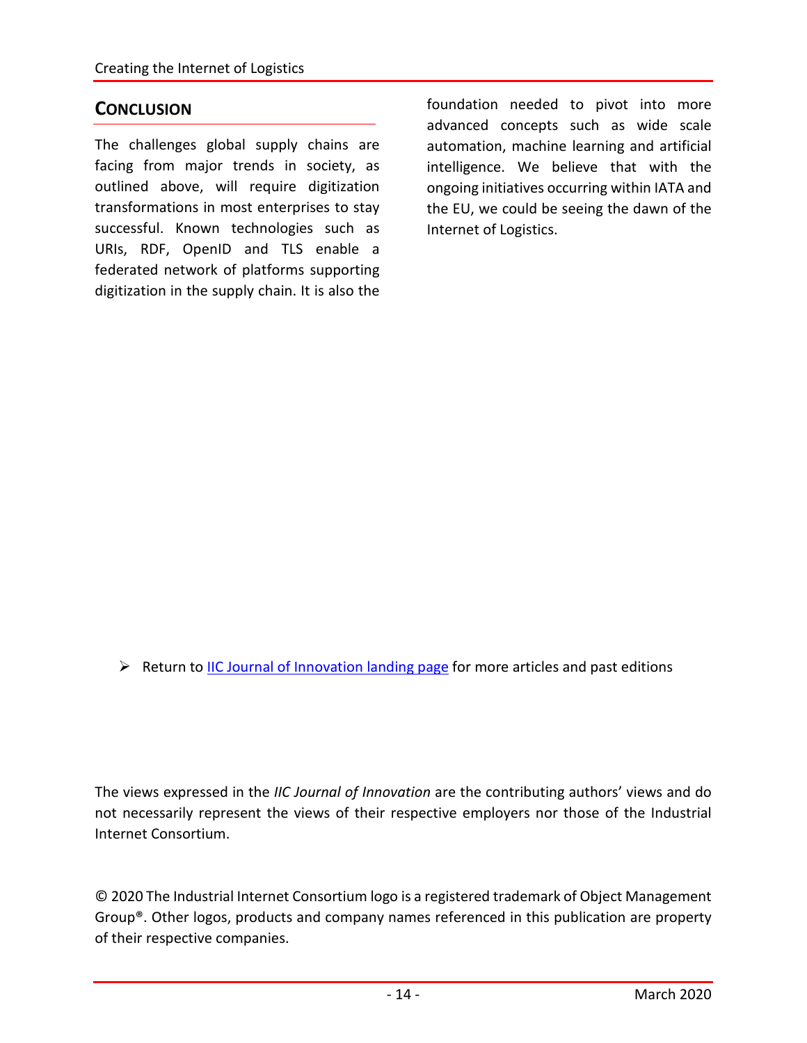## CONCLUSION

The challenges global supply chains are facing from major trends in society, as outlined above, will require digitization transformations in most enterprises to stay successful. Known technologies such as URIs, RDF, OpenID and TLS enable a federated network of platforms supporting digitization in the supply chain. It is also the foundation needed to pivot into more advanced concepts such as wide scale automation, machine learning and artificial intelligence. We believe that with the ongoing initiatives occurring within IATA and the EU, we could be seeing the dawn of the Internet of Logistics.

- Return to IIC Journal of Innovation landing page for more articles and past editions

The views expressed in the *IIC Journal of Innovation* are the contributing authors' views and do not necessarily represent the views of their respective employers nor those of the Industrial Internet Consortium.

© 2020 The Industrial Internet Consortium logo is a registered trademark of Object Management Group®. Other logos, products and company names referenced in this publication are property of their respective companies.